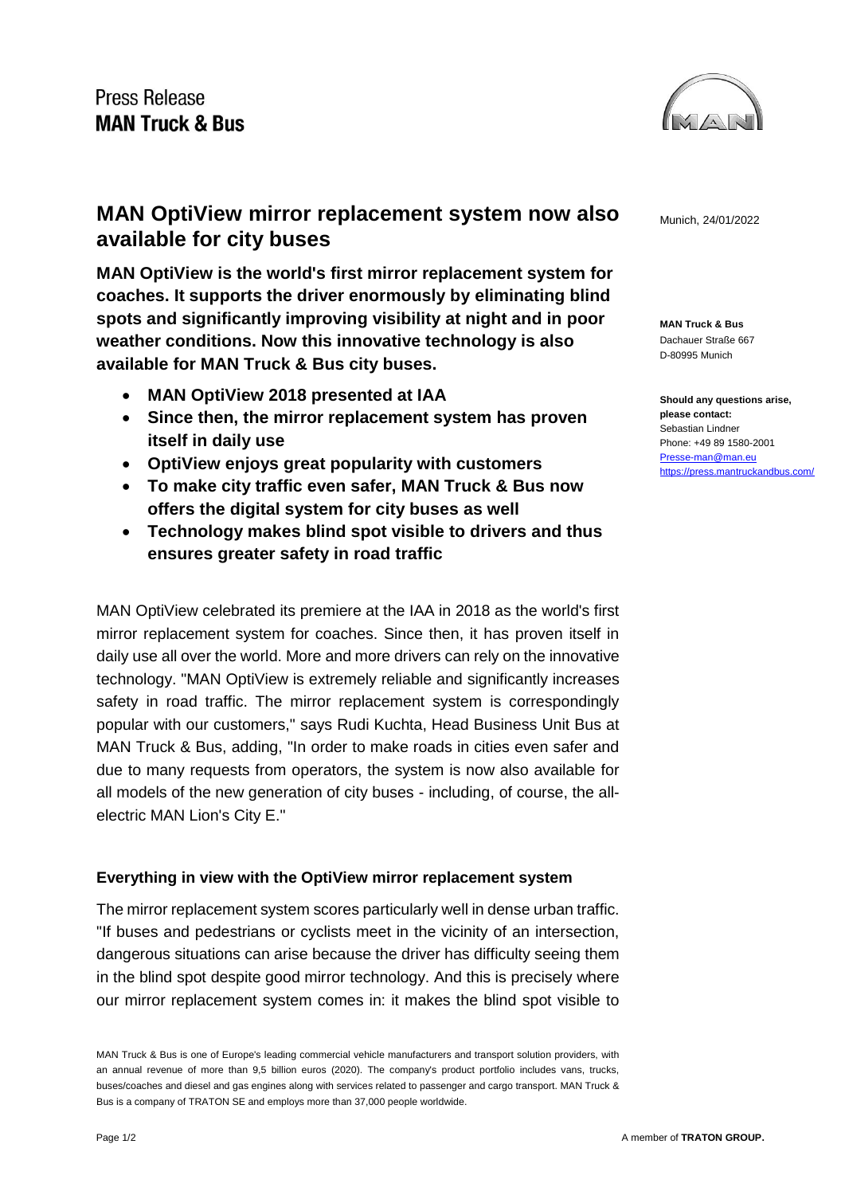Press Release
**MAN Truck & Bus**

# MAN OptiView mirror replacement system now also available for city buses

Munich, 24/01/2022

**MAN Truck & Bus**
Dachauer Straße 667
D-80995 Munich

**Should any questions arise, please contact:**
Sebastian Lindner
Phone: +49 89 1580-2001
Presse-man@man.eu
https://press.mantruckandbus.com/

**MAN OptiView is the world's first mirror replacement system for coaches. It supports the driver enormously by eliminating blind spots and significantly improving visibility at night and in poor weather conditions. Now this innovative technology is also available for MAN Truck & Bus city buses.**

- **MAN OptiView 2018 presented at IAA**
- **Since then, the mirror replacement system has proven itself in daily use**
- **OptiView enjoys great popularity with customers**
- **To make city traffic even safer, MAN Truck & Bus now offers the digital system for city buses as well**
- **Technology makes blind spot visible to drivers and thus ensures greater safety in road traffic**

MAN OptiView celebrated its premiere at the IAA in 2018 as the world's first mirror replacement system for coaches. Since then, it has proven itself in daily use all over the world. More and more drivers can rely on the innovative technology. "MAN OptiView is extremely reliable and significantly increases safety in road traffic. The mirror replacement system is correspondingly popular with our customers," says Rudi Kuchta, Head Business Unit Bus at MAN Truck & Bus, adding, "In order to make roads in cities even safer and due to many requests from operators, the system is now also available for all models of the new generation of city buses - including, of course, the all-electric MAN Lion's City E."

## Everything in view with the OptiView mirror replacement system

The mirror replacement system scores particularly well in dense urban traffic. "If buses and pedestrians or cyclists meet in the vicinity of an intersection, dangerous situations can arise because the driver has difficulty seeing them in the blind spot despite good mirror technology. And this is precisely where our mirror replacement system comes in: it makes the blind spot visible to

MAN Truck & Bus is one of Europe's leading commercial vehicle manufacturers and transport solution providers, with an annual revenue of more than 9,5 billion euros (2020). The company's product portfolio includes vans, trucks, buses/coaches and diesel and gas engines along with services related to passenger and cargo transport. MAN Truck & Bus is a company of TRATON SE and employs more than 37,000 people worldwide.

A member of **TRATON GROUP.**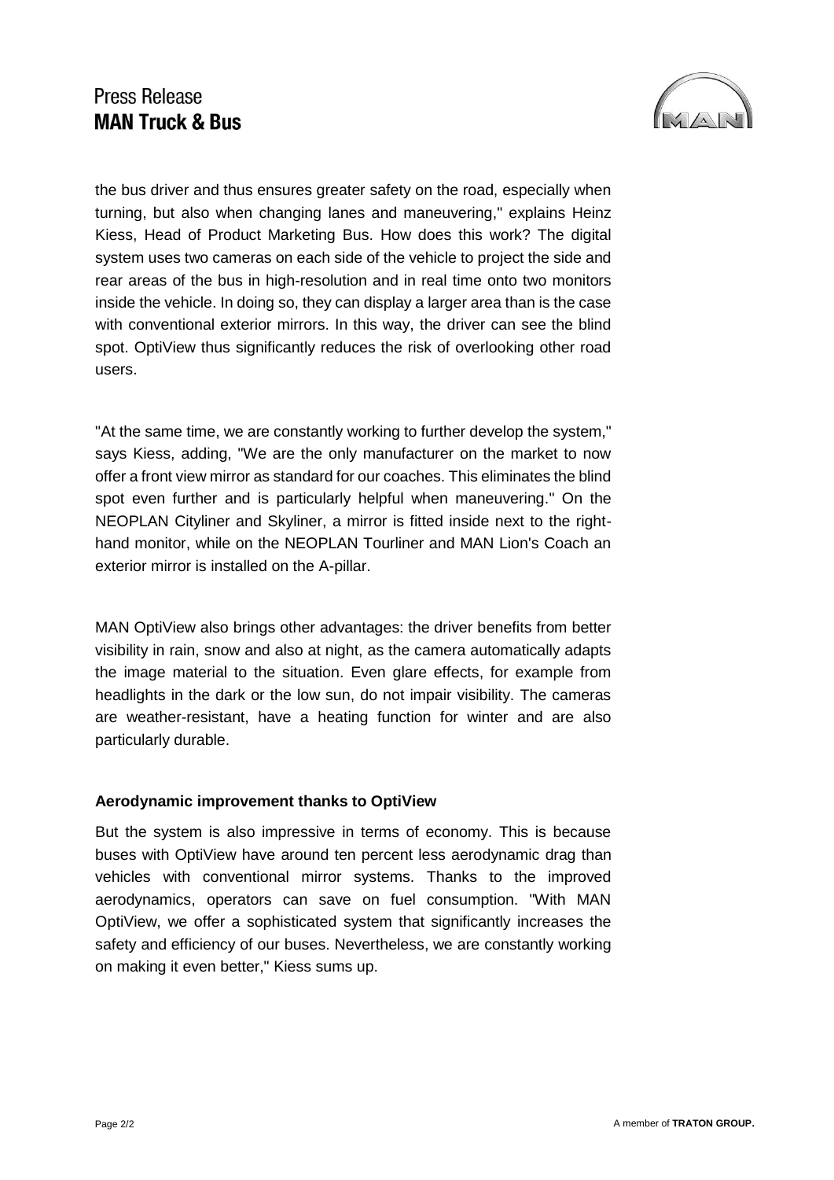the bus driver and thus ensures greater safety on the road, especially when turning, but also when changing lanes and maneuvering," explains Heinz Kiess, Head of Product Marketing Bus. How does this work? The digital system uses two cameras on each side of the vehicle to project the side and rear areas of the bus in high-resolution and in real time onto two monitors inside the vehicle. In doing so, they can display a larger area than is the case with conventional exterior mirrors. In this way, the driver can see the blind spot. OptiView thus significantly reduces the risk of overlooking other road users.

"At the same time, we are constantly working to further develop the system," says Kiess, adding, "We are the only manufacturer on the market to now offer a front view mirror as standard for our coaches. This eliminates the blind spot even further and is particularly helpful when maneuvering." On the NEOPLAN Cityliner and Skyliner, a mirror is fitted inside next to the right-hand monitor, while on the NEOPLAN Tourliner and MAN Lion's Coach an exterior mirror is installed on the A-pillar.

MAN OptiView also brings other advantages: the driver benefits from better visibility in rain, snow and also at night, as the camera automatically adapts the image material to the situation. Even glare effects, for example from headlights in the dark or the low sun, do not impair visibility. The cameras are weather-resistant, have a heating function for winter and are also particularly durable.

**Aerodynamic improvement thanks to OptiView**

But the system is also impressive in terms of economy. This is because buses with OptiView have around ten percent less aerodynamic drag than vehicles with conventional mirror systems. Thanks to the improved aerodynamics, operators can save on fuel consumption. "With MAN OptiView, we offer a sophisticated system that significantly increases the safety and efficiency of our buses. Nevertheless, we are constantly working on making it even better," Kiess sums up.